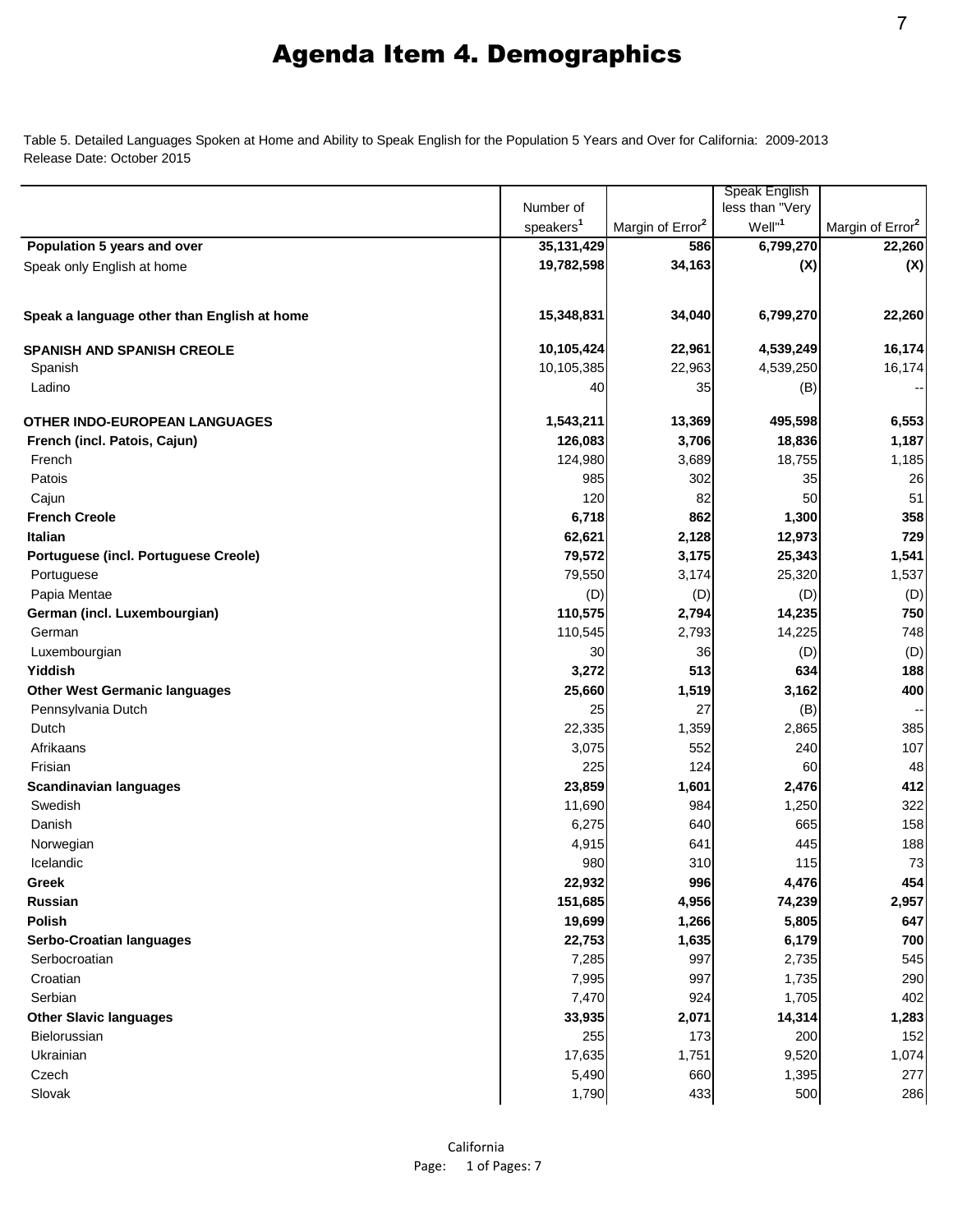# Agenda Item 4. Demographics

Table 5. Detailed Languages Spoken at Home and Ability to Speak English for the Population 5 Years and Over for California: 2009-2013
Release Date: October 2015

| | Number of speakers[1] | Margin of Error[2] | Speak English less than "Very Well"[1] | Margin of Error[2] |
|---|---|---|---|---|
| **Population 5 years and over** | **35,131,429** | **586** | **6,799,270** | **22,260** |
| Speak only English at home | **19,782,598** | **34,163** | **(X)** | **(X)** |
| **Speak a language other than English at home** | **15,348,831** | **34,040** | **6,799,270** | **22,260** |
| **SPANISH AND SPANISH CREOLE** | **10,105,424** | **22,961** | **4,539,249** | **16,174** |
| Spanish | 10,105,385 | 22,963 | 4,539,250 | 16,174 |
| Ladino | 40 | 35 | (B) | -- |
| **OTHER INDO-EUROPEAN LANGUAGES** | **1,543,211** | **13,369** | **495,598** | **6,553** |
| **French (incl. Patois, Cajun)** | **126,083** | **3,706** | **18,836** | **1,187** |
| French | 124,980 | 3,689 | 18,755 | 1,185 |
| Patois | 985 | 302 | 35 | 26 |
| Cajun | 120 | 82 | 50 | 51 |
| **French Creole** | **6,718** | **862** | **1,300** | **358** |
| **Italian** | **62,621** | **2,128** | **12,973** | **729** |
| **Portuguese (incl. Portuguese Creole)** | **79,572** | **3,175** | **25,343** | **1,541** |
| Portuguese | 79,550 | 3,174 | 25,320 | 1,537 |
| Papia Mentae | (D) | (D) | (D) | (D) |
| **German (incl. Luxembourgian)** | **110,575** | **2,794** | **14,235** | **750** |
| German | 110,545 | 2,793 | 14,225 | 748 |
| Luxembourgian | 30 | 36 | (D) | (D) |
| **Yiddish** | **3,272** | **513** | **634** | **188** |
| **Other West Germanic languages** | **25,660** | **1,519** | **3,162** | **400** |
| Pennsylvania Dutch | 25 | 27 | (B) | -- |
| Dutch | 22,335 | 1,359 | 2,865 | 385 |
| Afrikaans | 3,075 | 552 | 240 | 107 |
| Frisian | 225 | 124 | 60 | 48 |
| **Scandinavian languages** | **23,859** | **1,601** | **2,476** | **412** |
| Swedish | 11,690 | 984 | 1,250 | 322 |
| Danish | 6,275 | 640 | 665 | 158 |
| Norwegian | 4,915 | 641 | 445 | 188 |
| Icelandic | 980 | 310 | 115 | 73 |
| **Greek** | **22,932** | **996** | **4,476** | **454** |
| **Russian** | **151,685** | **4,956** | **74,239** | **2,957** |
| **Polish** | **19,699** | **1,266** | **5,805** | **647** |
| **Serbo-Croatian languages** | **22,753** | **1,635** | **6,179** | **700** |
| Serbocroatian | 7,285 | 997 | 2,735 | 545 |
| Croatian | 7,995 | 997 | 1,735 | 290 |
| Serbian | 7,470 | 924 | 1,705 | 402 |
| **Other Slavic languages** | **33,935** | **2,071** | **14,314** | **1,283** |
| Bielorussian | 255 | 173 | 200 | 152 |
| Ukrainian | 17,635 | 1,751 | 9,520 | 1,074 |
| Czech | 5,490 | 660 | 1,395 | 277 |
| Slovak | 1,790 | 433 | 500 | 286 |

California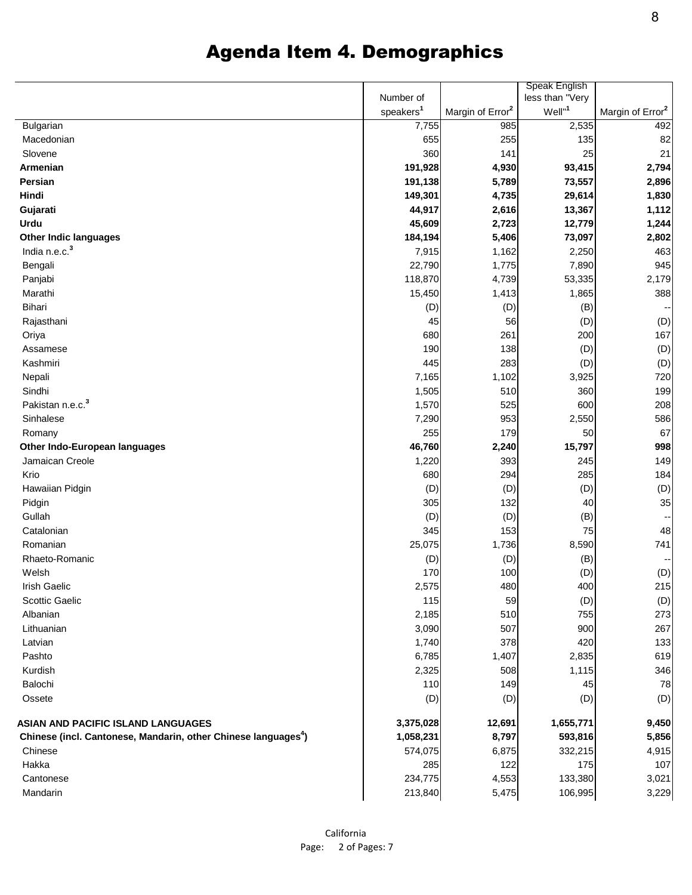# Agenda Item 4. Demographics

|  | Number of speakers[1] | Margin of Error[2] | Speak English less than "Very Well"[1] | Margin of Error[2] |
|---|---|---|---|---|
| Bulgarian | 7,755 | 985 | 2,535 | 492 |
| Macedonian | 655 | 255 | 135 | 82 |
| Slovene | 360 | 141 | 25 | 21 |
| **Armenian** | **191,928** | **4,930** | **93,415** | **2,794** |
| **Persian** | **191,138** | **5,789** | **73,557** | **2,896** |
| **Hindi** | **149,301** | **4,735** | **29,614** | **1,830** |
| **Gujarati** | **44,917** | **2,616** | **13,367** | **1,112** |
| **Urdu** | **45,609** | **2,723** | **12,779** | **1,244** |
| **Other Indic languages** | **184,194** | **5,406** | **73,097** | **2,802** |
| India n.e.c.[3] | 7,915 | 1,162 | 2,250 | 463 |
| Bengali | 22,790 | 1,775 | 7,890 | 945 |
| Panjabi | 118,870 | 4,739 | 53,335 | 2,179 |
| Marathi | 15,450 | 1,413 | 1,865 | 388 |
| Bihari | (D) | (D) | (B) | -- |
| Rajasthani | 45 | 56 | (D) | (D) |
| Oriya | 680 | 261 | 200 | 167 |
| Assamese | 190 | 138 | (D) | (D) |
| Kashmiri | 445 | 283 | (D) | (D) |
| Nepali | 7,165 | 1,102 | 3,925 | 720 |
| Sindhi | 1,505 | 510 | 360 | 199 |
| Pakistan n.e.c.[3] | 1,570 | 525 | 600 | 208 |
| Sinhalese | 7,290 | 953 | 2,550 | 586 |
| Romany | 255 | 179 | 50 | 67 |
| **Other Indo-European languages** | **46,760** | **2,240** | **15,797** | **998** |
| Jamaican Creole | 1,220 | 393 | 245 | 149 |
| Krio | 680 | 294 | 285 | 184 |
| Hawaiian Pidgin | (D) | (D) | (D) | (D) |
| Pidgin | 305 | 132 | 40 | 35 |
| Gullah | (D) | (D) | (B) | -- |
| Catalonian | 345 | 153 | 75 | 48 |
| Romanian | 25,075 | 1,736 | 8,590 | 741 |
| Rhaeto-Romanic | (D) | (D) | (B) | -- |
| Welsh | 170 | 100 | (D) | (D) |
| Irish Gaelic | 2,575 | 480 | 400 | 215 |
| Scottic Gaelic | 115 | 59 | (D) | (D) |
| Albanian | 2,185 | 510 | 755 | 273 |
| Lithuanian | 3,090 | 507 | 900 | 267 |
| Latvian | 1,740 | 378 | 420 | 133 |
| Pashto | 6,785 | 1,407 | 2,835 | 619 |
| Kurdish | 2,325 | 508 | 1,115 | 346 |
| Balochi | 110 | 149 | 45 | 78 |
| Ossete | (D) | (D) | (D) | (D) |
| | | | | |
| **ASIAN AND PACIFIC ISLAND LANGUAGES** | **3,375,028** | **12,691** | **1,655,771** | **9,450** |
| **Chinese (incl. Cantonese, Mandarin, other Chinese languages[4])** | **1,058,231** | **8,797** | **593,816** | **5,856** |
| Chinese | 574,075 | 6,875 | 332,215 | 4,915 |
| Hakka | 285 | 122 | 175 | 107 |
| Cantonese | 234,775 | 4,553 | 133,380 | 3,021 |
| Mandarin | 213,840 | 5,475 | 106,995 | 3,229 |

California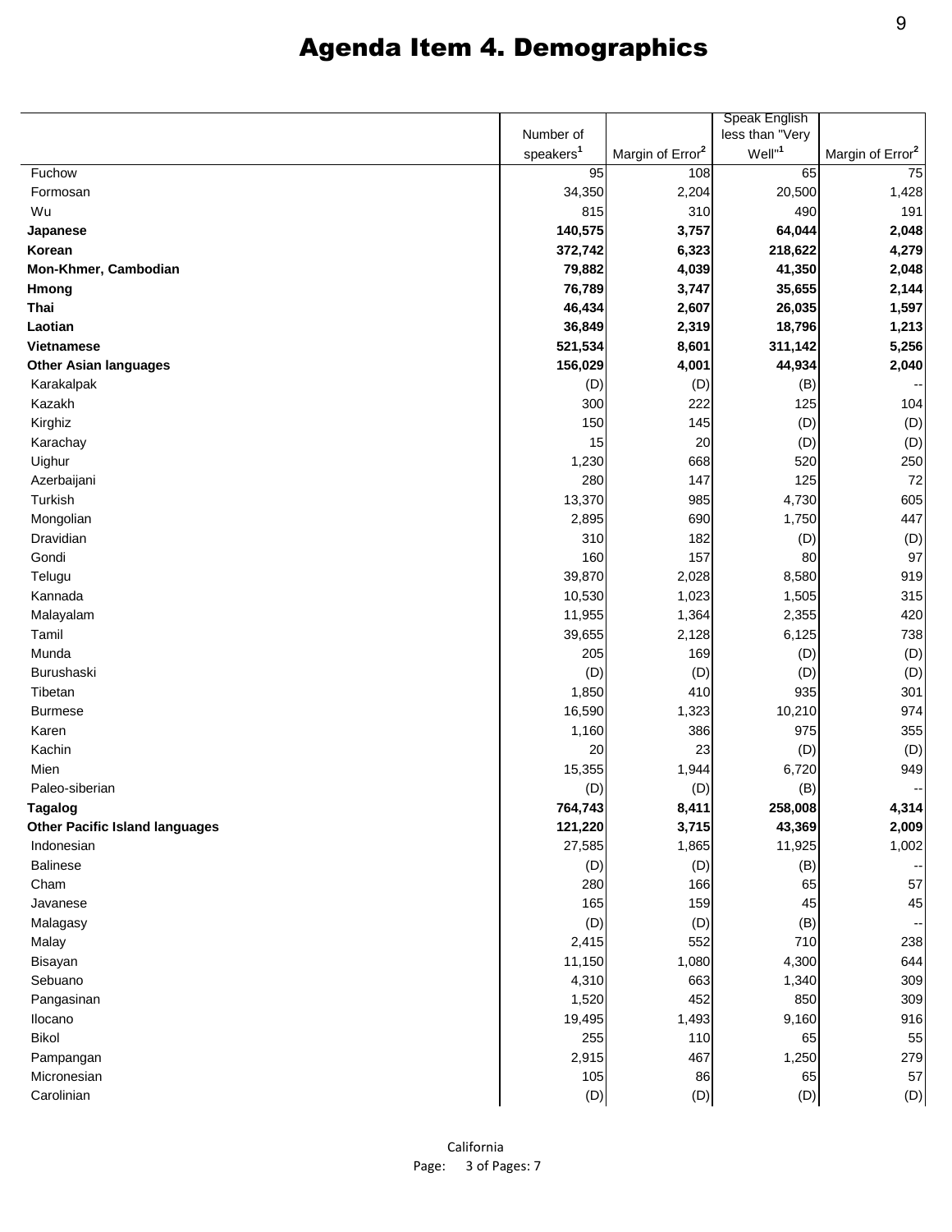# Agenda Item 4. Demographics

| | Number of speakers[1] | Margin of Error[2] | Speak English less than "Very Well"[1] | Margin of Error[2] |
|---|---|---|---|---|
| Fuchow | 95 | 108 | 65 | 75 |
| Formosan | 34,350 | 2,204 | 20,500 | 1,428 |
| Wu | 815 | 310 | 490 | 191 |
| **Japanese** | **140,575** | **3,757** | **64,044** | **2,048** |
| **Korean** | **372,742** | **6,323** | **218,622** | **4,279** |
| **Mon-Khmer, Cambodian** | **79,882** | **4,039** | **41,350** | **2,048** |
| **Hmong** | **76,789** | **3,747** | **35,655** | **2,144** |
| **Thai** | **46,434** | **2,607** | **26,035** | **1,597** |
| **Laotian** | **36,849** | **2,319** | **18,796** | **1,213** |
| **Vietnamese** | **521,534** | **8,601** | **311,142** | **5,256** |
| **Other Asian languages** | **156,029** | **4,001** | **44,934** | **2,040** |
| Karakalpak | (D) | (D) | (B) | -- |
| Kazakh | 300 | 222 | 125 | 104 |
| Kirghiz | 150 | 145 | (D) | (D) |
| Karachay | 15 | 20 | (D) | (D) |
| Uighur | 1,230 | 668 | 520 | 250 |
| Azerbaijani | 280 | 147 | 125 | 72 |
| Turkish | 13,370 | 985 | 4,730 | 605 |
| Mongolian | 2,895 | 690 | 1,750 | 447 |
| Dravidian | 310 | 182 | (D) | (D) |
| Gondi | 160 | 157 | 80 | 97 |
| Telugu | 39,870 | 2,028 | 8,580 | 919 |
| Kannada | 10,530 | 1,023 | 1,505 | 315 |
| Malayalam | 11,955 | 1,364 | 2,355 | 420 |
| Tamil | 39,655 | 2,128 | 6,125 | 738 |
| Munda | 205 | 169 | (D) | (D) |
| Burushaski | (D) | (D) | (D) | (D) |
| Tibetan | 1,850 | 410 | 935 | 301 |
| Burmese | 16,590 | 1,323 | 10,210 | 974 |
| Karen | 1,160 | 386 | 975 | 355 |
| Kachin | 20 | 23 | (D) | (D) |
| Mien | 15,355 | 1,944 | 6,720 | 949 |
| Paleo-siberian | (D) | (D) | (B) | -- |
| **Tagalog** | **764,743** | **8,411** | **258,008** | **4,314** |
| **Other Pacific Island languages** | **121,220** | **3,715** | **43,369** | **2,009** |
| Indonesian | 27,585 | 1,865 | 11,925 | 1,002 |
| Balinese | (D) | (D) | (B) | -- |
| Cham | 280 | 166 | 65 | 57 |
| Javanese | 165 | 159 | 45 | 45 |
| Malagasy | (D) | (D) | (B) | -- |
| Malay | 2,415 | 552 | 710 | 238 |
| Bisayan | 11,150 | 1,080 | 4,300 | 644 |
| Sebuano | 4,310 | 663 | 1,340 | 309 |
| Pangasinan | 1,520 | 452 | 850 | 309 |
| Ilocano | 19,495 | 1,493 | 9,160 | 916 |
| Bikol | 255 | 110 | 65 | 55 |
| Pampangan | 2,915 | 467 | 1,250 | 279 |
| Micronesian | 105 | 86 | 65 | 57 |
| Carolinian | (D) | (D) | (D) | (D) |

California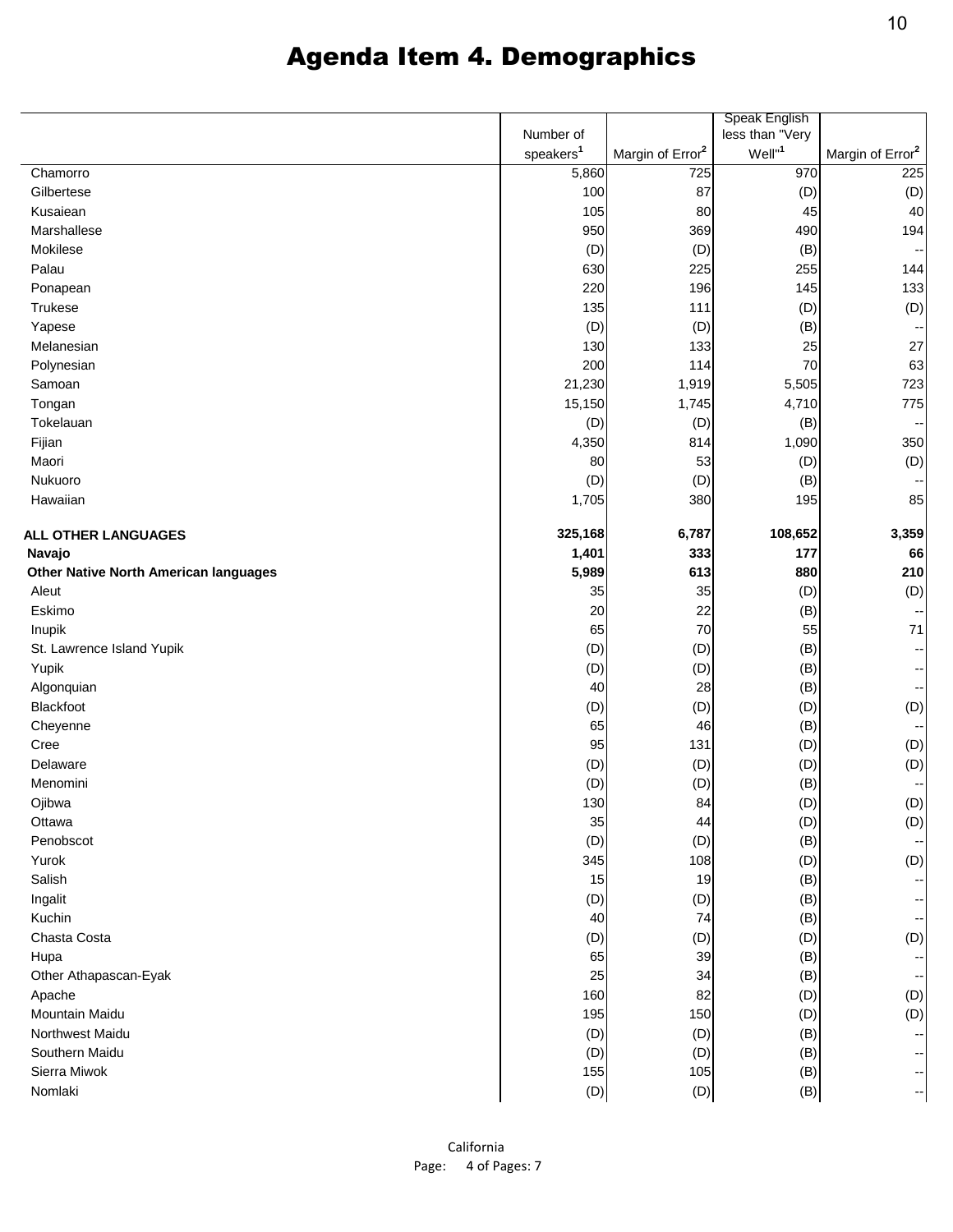# Agenda Item 4. Demographics

|  | Number of speakers[1] | Margin of Error[2] | Speak English less than "Very Well"[1] | Margin of Error[2] |
|---|---|---|---|---|
| Chamorro | 5,860 | 725 | 970 | 225 |
| Gilbertese | 100 | 87 | (D) | (D) |
| Kusaiean | 105 | 80 | 45 | 40 |
| Marshallese | 950 | 369 | 490 | 194 |
| Mokilese | (D) | (D) | (B) | -- |
| Palau | 630 | 225 | 255 | 144 |
| Ponapean | 220 | 196 | 145 | 133 |
| Trukese | 135 | 111 | (D) | (D) |
| Yapese | (D) | (D) | (B) | -- |
| Melanesian | 130 | 133 | 25 | 27 |
| Polynesian | 200 | 114 | 70 | 63 |
| Samoan | 21,230 | 1,919 | 5,505 | 723 |
| Tongan | 15,150 | 1,745 | 4,710 | 775 |
| Tokelauan | (D) | (D) | (B) | -- |
| Fijian | 4,350 | 814 | 1,090 | 350 |
| Maori | 80 | 53 | (D) | (D) |
| Nukuoro | (D) | (D) | (B) | -- |
| Hawaiian | 1,705 | 380 | 195 | 85 |
| **ALL OTHER LANGUAGES** | **325,168** | **6,787** | **108,652** | **3,359** |
| **Navajo** | **1,401** | **333** | **177** | **66** |
| **Other Native North American languages** | **5,989** | **613** | **880** | **210** |
| Aleut | 35 | 35 | (D) | (D) |
| Eskimo | 20 | 22 | (B) | -- |
| Inupik | 65 | 70 | 55 | 71 |
| St. Lawrence Island Yupik | (D) | (D) | (B) | -- |
| Yupik | (D) | (D) | (B) | -- |
| Algonquian | 40 | 28 | (B) | -- |
| Blackfoot | (D) | (D) | (D) | (D) |
| Cheyenne | 65 | 46 | (B) | -- |
| Cree | 95 | 131 | (D) | (D) |
| Delaware | (D) | (D) | (D) | (D) |
| Menomini | (D) | (D) | (B) | -- |
| Ojibwa | 130 | 84 | (D) | (D) |
| Ottawa | 35 | 44 | (D) | (D) |
| Penobscot | (D) | (D) | (B) | -- |
| Yurok | 345 | 108 | (D) | (D) |
| Salish | 15 | 19 | (B) | -- |
| Ingalit | (D) | (D) | (B) | -- |
| Kuchin | 40 | 74 | (B) | -- |
| Chasta Costa | (D) | (D) | (D) | (D) |
| Hupa | 65 | 39 | (B) | -- |
| Other Athapascan-Eyak | 25 | 34 | (B) | -- |
| Apache | 160 | 82 | (D) | (D) |
| Mountain Maidu | 195 | 150 | (D) | (D) |
| Northwest Maidu | (D) | (D) | (B) | -- |
| Southern Maidu | (D) | (D) | (B) | -- |
| Sierra Miwok | 155 | 105 | (B) | -- |
| Nomlaki | (D) | (D) | (B) | -- |

California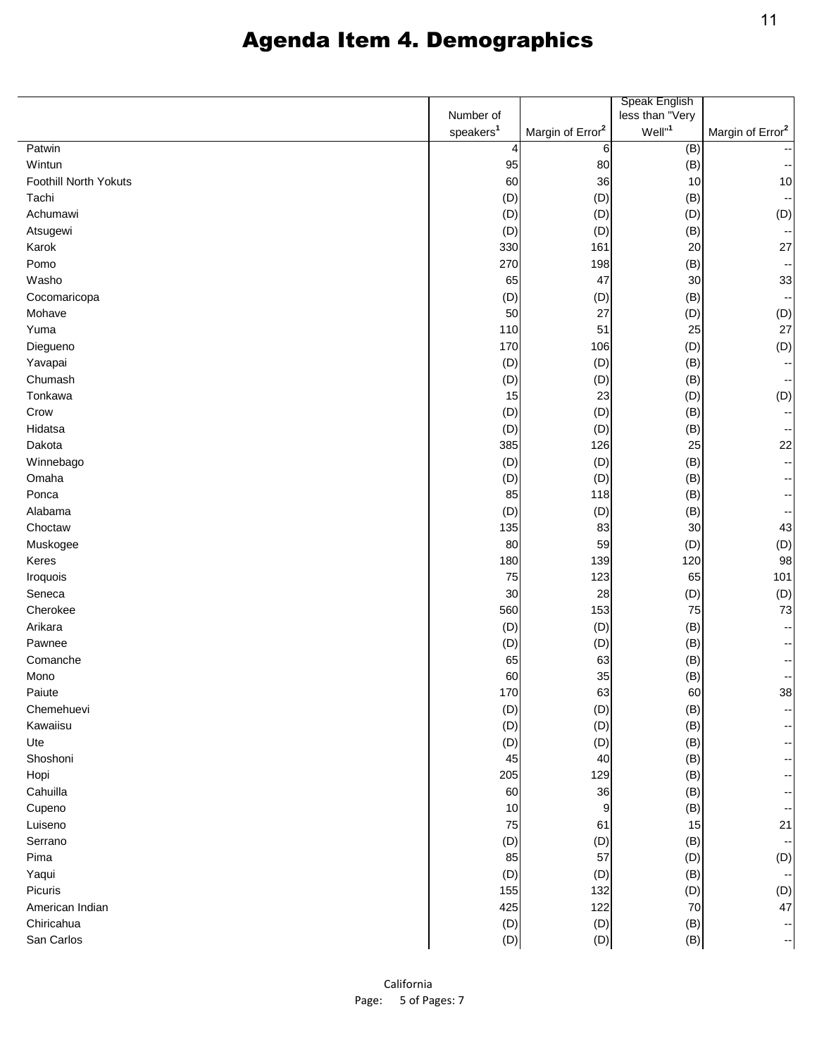# Agenda Item 4. Demographics

| | Number of speakers[1] | Margin of Error[2] | Speak English less than "Very Well"[1] | Margin of Error[2] |
|---|---|---|---|---|
| Patwin | 4 | 6 | (B) | -- |
| Wintun | 95 | 80 | (B) | -- |
| Foothill North Yokuts | 60 | 36 | 10 | 10 |
| Tachi | (D) | (D) | (B) | -- |
| Achumawi | (D) | (D) | (D) | (D) |
| Atsugewi | (D) | (D) | (B) | -- |
| Karok | 330 | 161 | 20 | 27 |
| Pomo | 270 | 198 | (B) | -- |
| Washo | 65 | 47 | 30 | 33 |
| Cocomaricopa | (D) | (D) | (B) | -- |
| Mohave | 50 | 27 | (D) | (D) |
| Yuma | 110 | 51 | 25 | 27 |
| Diegueno | 170 | 106 | (D) | (D) |
| Yavapai | (D) | (D) | (B) | -- |
| Chumash | (D) | (D) | (B) | -- |
| Tonkawa | 15 | 23 | (D) | (D) |
| Crow | (D) | (D) | (B) | -- |
| Hidatsa | (D) | (D) | (B) | -- |
| Dakota | 385 | 126 | 25 | 22 |
| Winnebago | (D) | (D) | (B) | -- |
| Omaha | (D) | (D) | (B) | -- |
| Ponca | 85 | 118 | (B) | -- |
| Alabama | (D) | (D) | (B) | -- |
| Choctaw | 135 | 83 | 30 | 43 |
| Muskogee | 80 | 59 | (D) | (D) |
| Keres | 180 | 139 | 120 | 98 |
| Iroquois | 75 | 123 | 65 | 101 |
| Seneca | 30 | 28 | (D) | (D) |
| Cherokee | 560 | 153 | 75 | 73 |
| Arikara | (D) | (D) | (B) | -- |
| Pawnee | (D) | (D) | (B) | -- |
| Comanche | 65 | 63 | (B) | -- |
| Mono | 60 | 35 | (B) | -- |
| Paiute | 170 | 63 | 60 | 38 |
| Chemehuevi | (D) | (D) | (B) | -- |
| Kawaiisu | (D) | (D) | (B) | -- |
| Ute | (D) | (D) | (B) | -- |
| Shoshoni | 45 | 40 | (B) | -- |
| Hopi | 205 | 129 | (B) | -- |
| Cahuilla | 60 | 36 | (B) | -- |
| Cupeno | 10 | 9 | (B) | -- |
| Luiseno | 75 | 61 | 15 | 21 |
| Serrano | (D) | (D) | (B) | -- |
| Pima | 85 | 57 | (D) | (D) |
| Yaqui | (D) | (D) | (B) | -- |
| Picuris | 155 | 132 | (D) | (D) |
| American Indian | 425 | 122 | 70 | 47 |
| Chiricahua | (D) | (D) | (B) | -- |
| San Carlos | (D) | (D) | (B) | -- |

California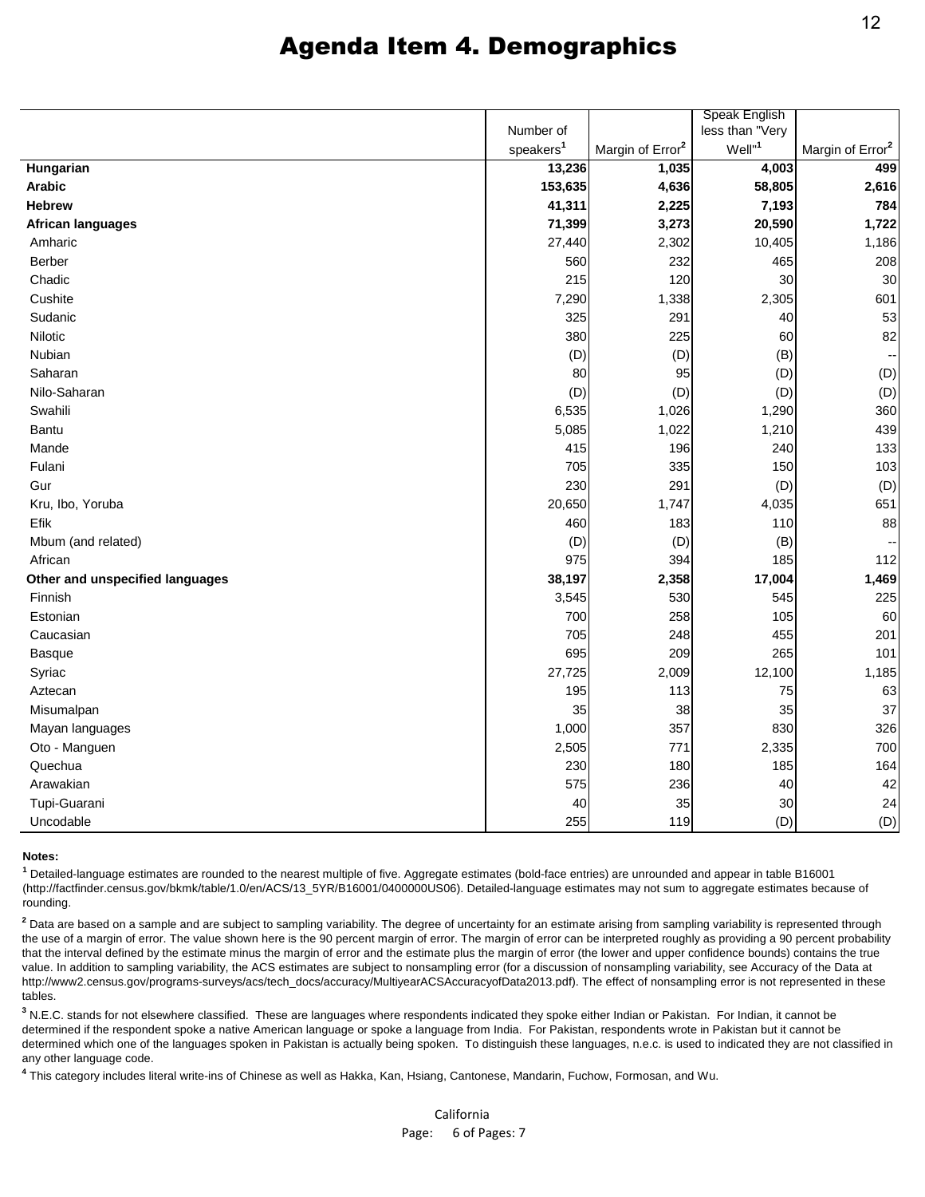# Agenda Item 4. Demographics

| | Number of speakers[1] | Margin of Error[2] | Speak English less than "Very Well"[1] | Margin of Error[2] |
|---|---|---|---|---|
| **Hungarian** | **13,236** | **1,035** | **4,003** | **499** |
| **Arabic** | **153,635** | **4,636** | **58,805** | **2,616** |
| **Hebrew** | **41,311** | **2,225** | **7,193** | **784** |
| **African languages** | **71,399** | **3,273** | **20,590** | **1,722** |
| Amharic | 27,440 | 2,302 | 10,405 | 1,186 |
| Berber | 560 | 232 | 465 | 208 |
| Chadic | 215 | 120 | 30 | 30 |
| Cushite | 7,290 | 1,338 | 2,305 | 601 |
| Sudanic | 325 | 291 | 40 | 53 |
| Nilotic | 380 | 225 | 60 | 82 |
| Nubian | (D) | (D) | (B) | -- |
| Saharan | 80 | 95 | (D) | (D) |
| Nilo-Saharan | (D) | (D) | (D) | (D) |
| Swahili | 6,535 | 1,026 | 1,290 | 360 |
| Bantu | 5,085 | 1,022 | 1,210 | 439 |
| Mande | 415 | 196 | 240 | 133 |
| Fulani | 705 | 335 | 150 | 103 |
| Gur | 230 | 291 | (D) | (D) |
| Kru, Ibo, Yoruba | 20,650 | 1,747 | 4,035 | 651 |
| Efik | 460 | 183 | 110 | 88 |
| Mbum (and related) | (D) | (D) | (B) | -- |
| African | 975 | 394 | 185 | 112 |
| **Other and unspecified languages** | **38,197** | **2,358** | **17,004** | **1,469** |
| Finnish | 3,545 | 530 | 545 | 225 |
| Estonian | 700 | 258 | 105 | 60 |
| Caucasian | 705 | 248 | 455 | 201 |
| Basque | 695 | 209 | 265 | 101 |
| Syriac | 27,725 | 2,009 | 12,100 | 1,185 |
| Aztecan | 195 | 113 | 75 | 63 |
| Misumalpan | 35 | 38 | 35 | 37 |
| Mayan languages | 1,000 | 357 | 830 | 326 |
| Oto - Manguen | 2,505 | 771 | 2,335 | 700 |
| Quechua | 230 | 180 | 185 | 164 |
| Arawakian | 575 | 236 | 40 | 42 |
| Tupi-Guarani | 40 | 35 | 30 | 24 |
| Uncodable | 255 | 119 | (D) | (D) |

**Notes:**

[1] Detailed-language estimates are rounded to the nearest multiple of five. Aggregate estimates (bold-face entries) are unrounded and appear in table B16001 (http://factfinder.census.gov/bkmk/table/1.0/en/ACS/13_5YR/B16001/0400000US06). Detailed-language estimates may not sum to aggregate estimates because of rounding.

[2] Data are based on a sample and are subject to sampling variability. The degree of uncertainty for an estimate arising from sampling variability is represented through the use of a margin of error. The value shown here is the 90 percent margin of error. The margin of error can be interpreted roughly as providing a 90 percent probability that the interval defined by the estimate minus the margin of error and the estimate plus the margin of error (the lower and upper confidence bounds) contains the true value. In addition to sampling variability, the ACS estimates are subject to nonsampling error (for a discussion of nonsampling variability, see Accuracy of the Data at http://www2.census.gov/programs-surveys/acs/tech_docs/accuracy/MultiyearACSAccuracyofData2013.pdf). The effect of nonsampling error is not represented in these tables.

[3] N.E.C. stands for not elsewhere classified. These are languages where respondents indicated they spoke either Indian or Pakistan. For Indian, it cannot be determined if the respondent spoke a native American language or spoke a language from India. For Pakistan, respondents wrote in Pakistan but it cannot be determined which one of the languages spoken in Pakistan is actually being spoken. To distinguish these languages, n.e.c. is used to indicated they are not classified in any other language code.

[4] This category includes literal write-ins of Chinese as well as Hakka, Kan, Hsiang, Cantonese, Mandarin, Fuchow, Formosan, and Wu.

California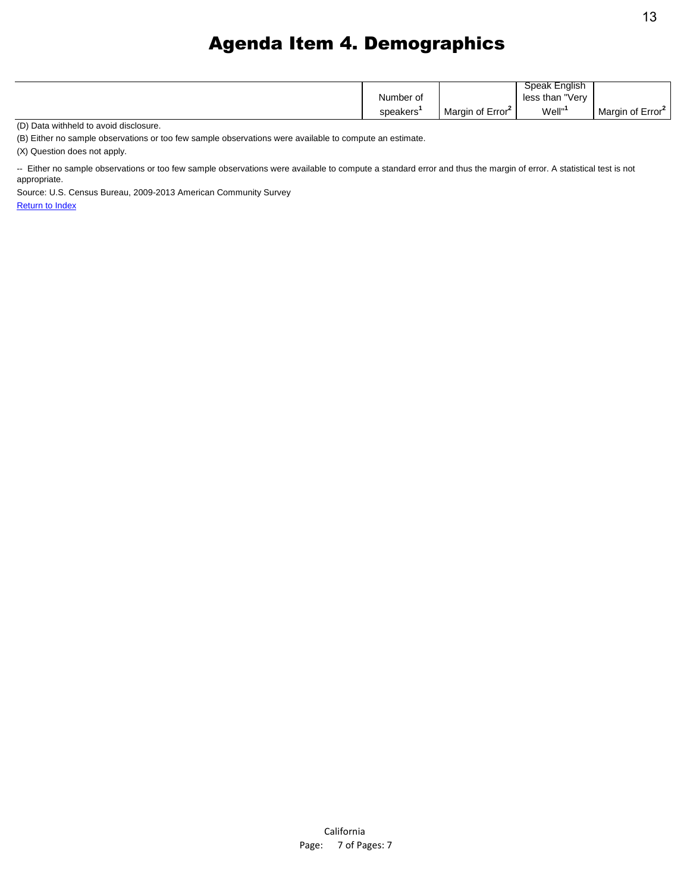# Agenda Item 4. Demographics

| | Number of speakers[1] | Margin of Error[2] | Speak English less than "Very Well"[1] | Margin of Error[2] |
|---|---|---|---|---|

(D) Data withheld to avoid disclosure.

(B) Either no sample observations or too few sample observations were available to compute an estimate.

(X) Question does not apply.

-- Either no sample observations or too few sample observations were available to compute a standard error and thus the margin of error. A statistical test is not appropriate.

Source: U.S. Census Bureau, 2009-2013 American Community Survey

Return to Index